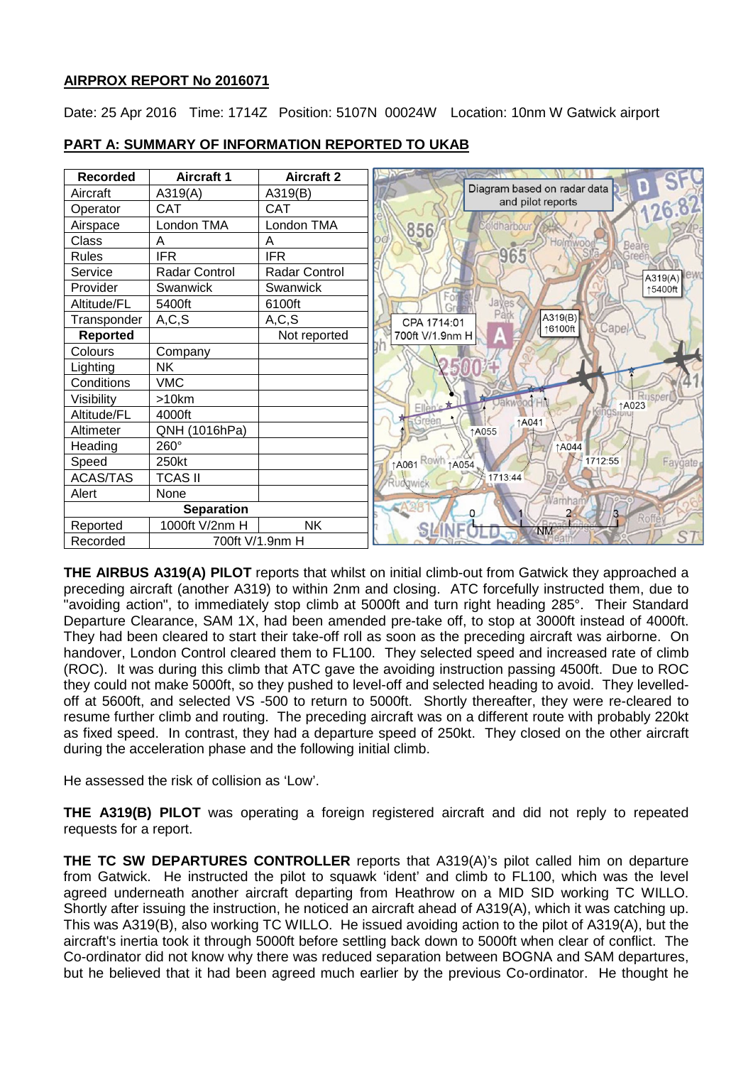## AIRPROX REPORT No 2016071

Date: 25 Apr 2016 Time: 1714Z Position: 5107N 00024W Location: 10nm W Gatwick airport

## PART A: SUMMARY OF INFORMATION REPORTED TO UKAB

| Recorded | Aircraft 1 | Aircraft 2 |
|---|---|---|
| Aircraft | A319(A) | A319(B) |
| Operator | CAT | CAT |
| Airspace | London TMA | London TMA |
| Class | A | A |
| Rules | IFR | IFR |
| Service | Radar Control | Radar Control |
| Provider | Swanwick | Swanwick |
| Altitude/FL | 5400ft | 6100ft |
| Transponder | A,C,S | A,C,S |
| **Reported** | | Not reported |
| Colours | Company | |
| Lighting | NK | |
| Conditions | VMC | |
| Visibility | >10km | |
| Altitude/FL | 4000ft | |
| Altimeter | QNH (1016hPa) | |
| Heading | 260° | |
| Speed | 250kt | |
| ACAS/TAS | TCAS II | |
| Alert | None | |
| **Separation** | | |
| Reported | 1000ft V/2nm H | NK |
| Recorded | 700ft V/1.9nm H | |

Diagram based on radar data and pilot reports

**THE AIRBUS A319(A) PILOT** reports that whilst on initial climb-out from Gatwick they approached a preceding aircraft (another A319) to within 2nm and closing. ATC forcefully instructed them, due to "avoiding action", to immediately stop climb at 5000ft and turn right heading 285°. Their Standard Departure Clearance, SAM 1X, had been amended pre-take off, to stop at 3000ft instead of 4000ft. They had been cleared to start their take-off roll as soon as the preceding aircraft was airborne. On handover, London Control cleared them to FL100. They selected speed and increased rate of climb (ROC). It was during this climb that ATC gave the avoiding instruction passing 4500ft. Due to ROC they could not make 5000ft, so they pushed to level-off and selected heading to avoid. They levelled-off at 5600ft, and selected VS -500 to return to 5000ft. Shortly thereafter, they were re-cleared to resume further climb and routing. The preceding aircraft was on a different route with probably 220kt as fixed speed. In contrast, they had a departure speed of 250kt. They closed on the other aircraft during the acceleration phase and the following initial climb.

He assessed the risk of collision as 'Low'.

**THE A319(B) PILOT** was operating a foreign registered aircraft and did not reply to repeated requests for a report.

**THE TC SW DEPARTURES CONTROLLER** reports that A319(A)'s pilot called him on departure from Gatwick. He instructed the pilot to squawk 'ident' and climb to FL100, which was the level agreed underneath another aircraft departing from Heathrow on a MID SID working TC WILLO. Shortly after issuing the instruction, he noticed an aircraft ahead of A319(A), which it was catching up. This was A319(B), also working TC WILLO. He issued avoiding action to the pilot of A319(A), but the aircraft's inertia took it through 5000ft before settling back down to 5000ft when clear of conflict. The Co-ordinator did not know why there was reduced separation between BOGNA and SAM departures, but he believed that it had been agreed much earlier by the previous Co-ordinator. He thought he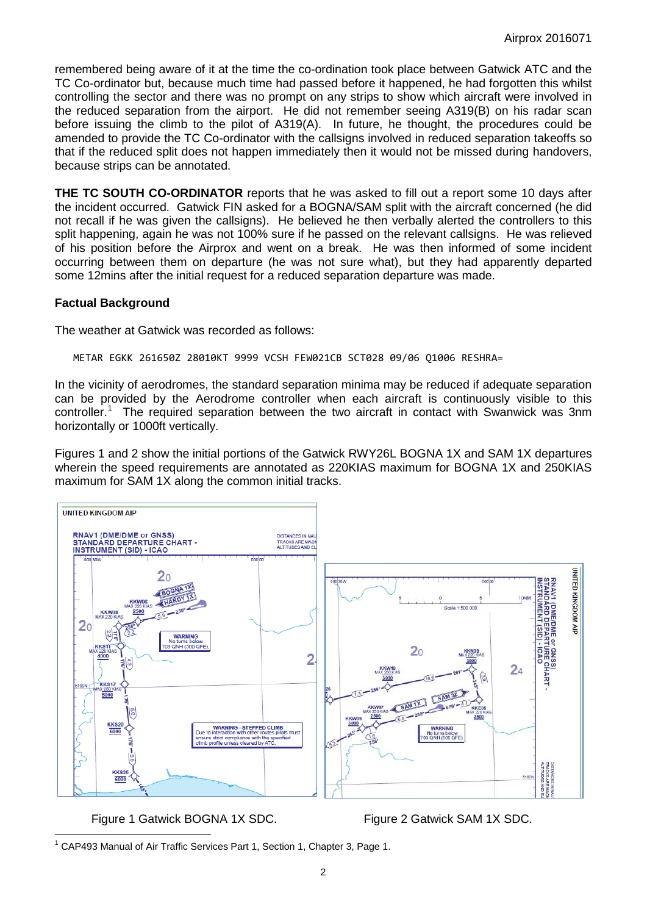remembered being aware of it at the time the co-ordination took place between Gatwick ATC and the TC Co-ordinator but, because much time had passed before it happened, he had forgotten this whilst controlling the sector and there was no prompt on any strips to show which aircraft were involved in the reduced separation from the airport. He did not remember seeing A319(B) on his radar scan before issuing the climb to the pilot of A319(A). In future, he thought, the procedures could be amended to provide the TC Co-ordinator with the callsigns involved in reduced separation takeoffs so that if the reduced split does not happen immediately then it would not be missed during handovers, because strips can be annotated.

**THE TC SOUTH CO-ORDINATOR** reports that he was asked to fill out a report some 10 days after the incident occurred. Gatwick FIN asked for a BOGNA/SAM split with the aircraft concerned (he did not recall if he was given the callsigns). He believed he then verbally alerted the controllers to this split happening, again he was not 100% sure if he passed on the relevant callsigns. He was relieved of his position before the Airprox and went on a break. He was then informed of some incident occurring between them on departure (he was not sure what), but they had apparently departed some 12mins after the initial request for a reduced separation departure was made.

### Factual Background

The weather at Gatwick was recorded as follows:

```
METAR EGKK 261650Z 28010KT 9999 VCSH FEW021CB SCT028 09/06 Q1006 RESHRA=
```

In the vicinity of aerodromes, the standard separation minima may be reduced if adequate separation can be provided by the Aerodrome controller when each aircraft is continuously visible to this controller.[1] The required separation between the two aircraft in contact with Swanwick was 3nm horizontally or 1000ft vertically.

Figures 1 and 2 show the initial portions of the Gatwick RWY26L BOGNA 1X and SAM 1X departures wherein the speed requirements are annotated as 220KIAS maximum for BOGNA 1X and 250KIAS maximum for SAM 1X along the common initial tracks.

Figure 1 Gatwick BOGNA 1X SDC.

Figure 2 Gatwick SAM 1X SDC.

[1] CAP493 Manual of Air Traffic Services Part 1, Section 1, Chapter 3, Page 1.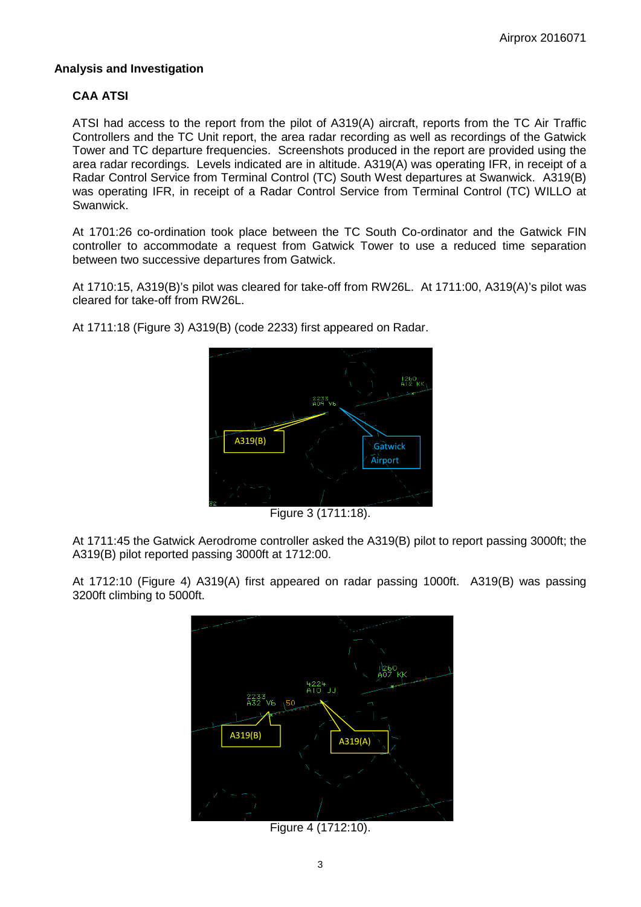## Analysis and Investigation

### CAA ATSI

ATSI had access to the report from the pilot of A319(A) aircraft, reports from the TC Air Traffic Controllers and the TC Unit report, the area radar recording as well as recordings of the Gatwick Tower and TC departure frequencies. Screenshots produced in the report are provided using the area radar recordings. Levels indicated are in altitude. A319(A) was operating IFR, in receipt of a Radar Control Service from Terminal Control (TC) South West departures at Swanwick. A319(B) was operating IFR, in receipt of a Radar Control Service from Terminal Control (TC) WILLO at Swanwick.

At 1701:26 co-ordination took place between the TC South Co-ordinator and the Gatwick FIN controller to accommodate a request from Gatwick Tower to use a reduced time separation between two successive departures from Gatwick.

At 1710:15, A319(B)'s pilot was cleared for take-off from RW26L. At 1711:00, A319(A)'s pilot was cleared for take-off from RW26L.

At 1711:18 (Figure 3) A319(B) (code 2233) first appeared on Radar.

Figure 3 (1711:18).

At 1711:45 the Gatwick Aerodrome controller asked the A319(B) pilot to report passing 3000ft; the A319(B) pilot reported passing 3000ft at 1712:00.

At 1712:10 (Figure 4) A319(A) first appeared on radar passing 1000ft. A319(B) was passing 3200ft climbing to 5000ft.

Figure 4 (1712:10).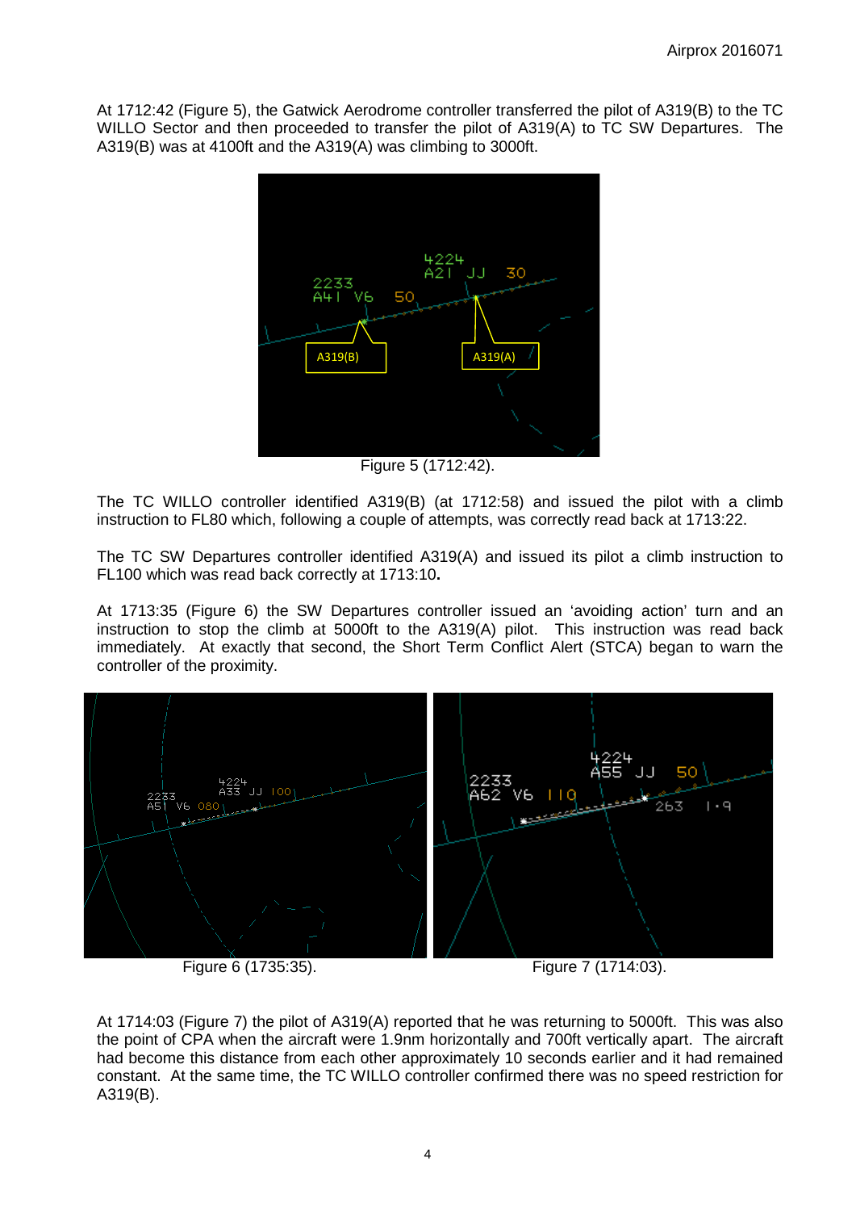At 1712:42 (Figure 5), the Gatwick Aerodrome controller transferred the pilot of A319(B) to the TC WILLO Sector and then proceeded to transfer the pilot of A319(A) to TC SW Departures. The A319(B) was at 4100ft and the A319(A) was climbing to 3000ft.

Figure 5 (1712:42).

The TC WILLO controller identified A319(B) (at 1712:58) and issued the pilot with a climb instruction to FL80 which, following a couple of attempts, was correctly read back at 1713:22.

The TC SW Departures controller identified A319(A) and issued its pilot a climb instruction to FL100 which was read back correctly at 1713:10**.**

At 1713:35 (Figure 6) the SW Departures controller issued an 'avoiding action' turn and an instruction to stop the climb at 5000ft to the A319(A) pilot. This instruction was read back immediately. At exactly that second, the Short Term Conflict Alert (STCA) began to warn the controller of the proximity.

Figure 6 (1735:35).

Figure 7 (1714:03).

At 1714:03 (Figure 7) the pilot of A319(A) reported that he was returning to 5000ft. This was also the point of CPA when the aircraft were 1.9nm horizontally and 700ft vertically apart. The aircraft had become this distance from each other approximately 10 seconds earlier and it had remained constant. At the same time, the TC WILLO controller confirmed there was no speed restriction for A319(B).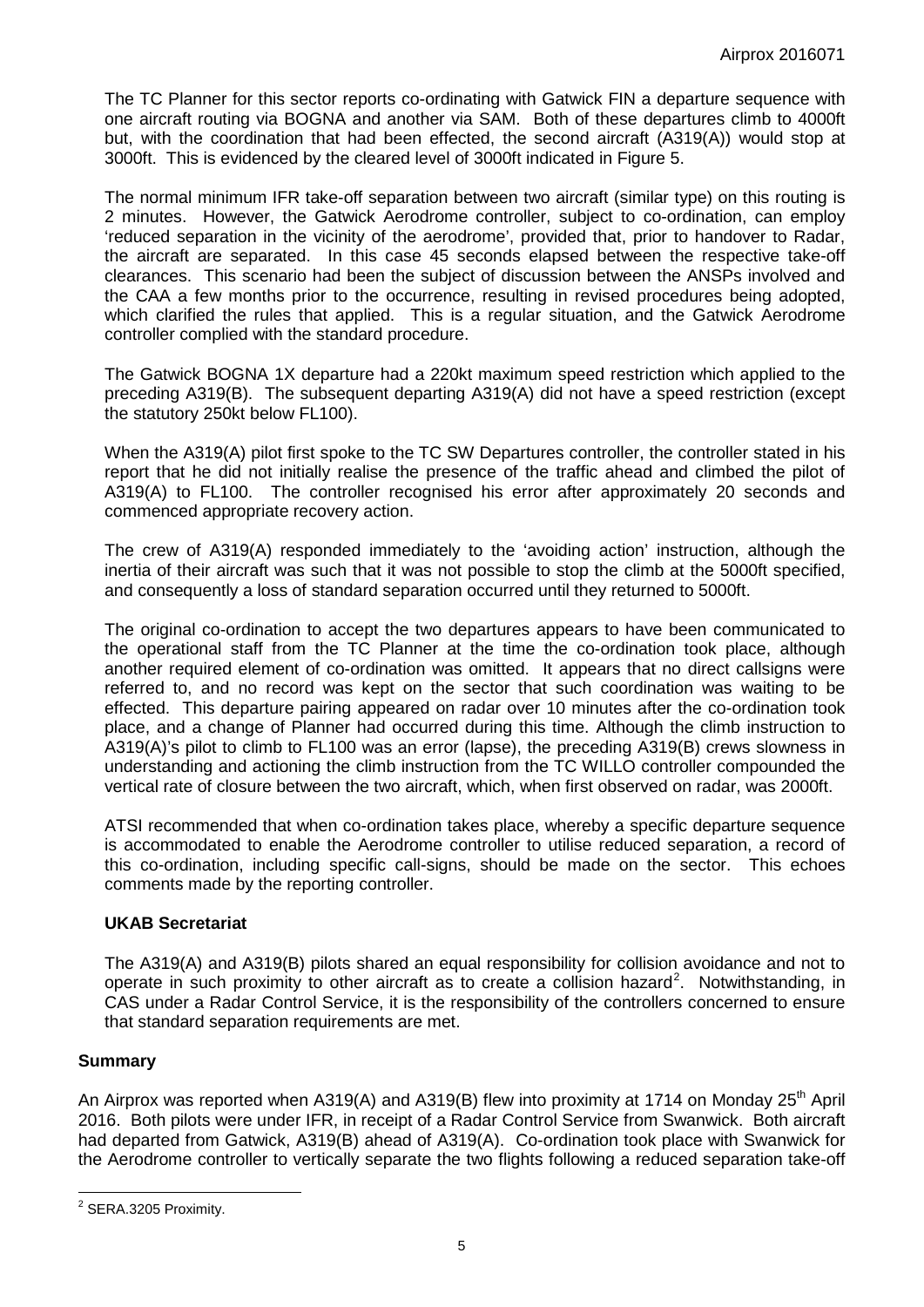The TC Planner for this sector reports co-ordinating with Gatwick FIN a departure sequence with one aircraft routing via BOGNA and another via SAM. Both of these departures climb to 4000ft but, with the coordination that had been effected, the second aircraft (A319(A)) would stop at 3000ft. This is evidenced by the cleared level of 3000ft indicated in Figure 5.

The normal minimum IFR take-off separation between two aircraft (similar type) on this routing is 2 minutes. However, the Gatwick Aerodrome controller, subject to co-ordination, can employ 'reduced separation in the vicinity of the aerodrome', provided that, prior to handover to Radar, the aircraft are separated. In this case 45 seconds elapsed between the respective take-off clearances. This scenario had been the subject of discussion between the ANSPs involved and the CAA a few months prior to the occurrence, resulting in revised procedures being adopted, which clarified the rules that applied. This is a regular situation, and the Gatwick Aerodrome controller complied with the standard procedure.

The Gatwick BOGNA 1X departure had a 220kt maximum speed restriction which applied to the preceding A319(B). The subsequent departing A319(A) did not have a speed restriction (except the statutory 250kt below FL100).

When the A319(A) pilot first spoke to the TC SW Departures controller, the controller stated in his report that he did not initially realise the presence of the traffic ahead and climbed the pilot of A319(A) to FL100. The controller recognised his error after approximately 20 seconds and commenced appropriate recovery action.

The crew of A319(A) responded immediately to the 'avoiding action' instruction, although the inertia of their aircraft was such that it was not possible to stop the climb at the 5000ft specified, and consequently a loss of standard separation occurred until they returned to 5000ft.

The original co-ordination to accept the two departures appears to have been communicated to the operational staff from the TC Planner at the time the co-ordination took place, although another required element of co-ordination was omitted. It appears that no direct callsigns were referred to, and no record was kept on the sector that such coordination was waiting to be effected. This departure pairing appeared on radar over 10 minutes after the co-ordination took place, and a change of Planner had occurred during this time. Although the climb instruction to A319(A)'s pilot to climb to FL100 was an error (lapse), the preceding A319(B) crews slowness in understanding and actioning the climb instruction from the TC WILLO controller compounded the vertical rate of closure between the two aircraft, which, when first observed on radar, was 2000ft.

ATSI recommended that when co-ordination takes place, whereby a specific departure sequence is accommodated to enable the Aerodrome controller to utilise reduced separation, a record of this co-ordination, including specific call-signs, should be made on the sector. This echoes comments made by the reporting controller.

### UKAB Secretariat

The A319(A) and A319(B) pilots shared an equal responsibility for collision avoidance and not to operate in such proximity to other aircraft as to create a collision hazard[2]. Notwithstanding, in CAS under a Radar Control Service, it is the responsibility of the controllers concerned to ensure that standard separation requirements are met.

## Summary

An Airprox was reported when A319(A) and A319(B) flew into proximity at 1714 on Monday 25th April 2016. Both pilots were under IFR, in receipt of a Radar Control Service from Swanwick. Both aircraft had departed from Gatwick, A319(B) ahead of A319(A). Co-ordination took place with Swanwick for the Aerodrome controller to vertically separate the two flights following a reduced separation take-off

---

[2] SERA.3205 Proximity.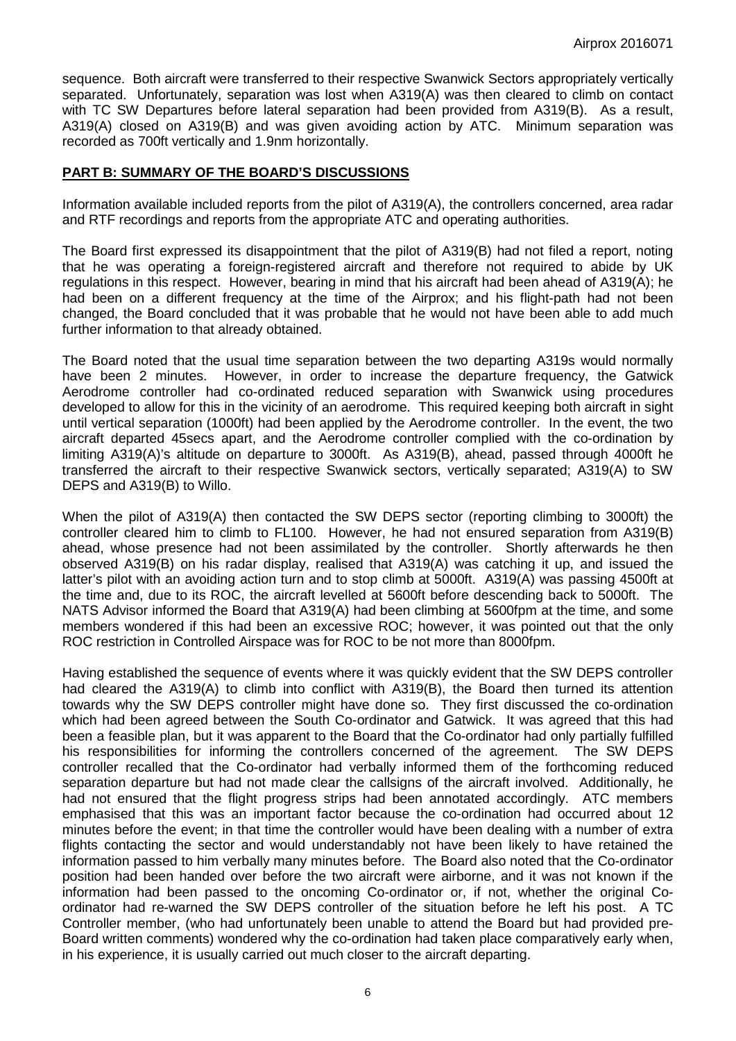sequence. Both aircraft were transferred to their respective Swanwick Sectors appropriately vertically separated. Unfortunately, separation was lost when A319(A) was then cleared to climb on contact with TC SW Departures before lateral separation had been provided from A319(B). As a result, A319(A) closed on A319(B) and was given avoiding action by ATC. Minimum separation was recorded as 700ft vertically and 1.9nm horizontally.

## PART B: SUMMARY OF THE BOARD'S DISCUSSIONS

Information available included reports from the pilot of A319(A), the controllers concerned, area radar and RTF recordings and reports from the appropriate ATC and operating authorities.

The Board first expressed its disappointment that the pilot of A319(B) had not filed a report, noting that he was operating a foreign-registered aircraft and therefore not required to abide by UK regulations in this respect. However, bearing in mind that his aircraft had been ahead of A319(A); he had been on a different frequency at the time of the Airprox; and his flight-path had not been changed, the Board concluded that it was probable that he would not have been able to add much further information to that already obtained.

The Board noted that the usual time separation between the two departing A319s would normally have been 2 minutes. However, in order to increase the departure frequency, the Gatwick Aerodrome controller had co-ordinated reduced separation with Swanwick using procedures developed to allow for this in the vicinity of an aerodrome. This required keeping both aircraft in sight until vertical separation (1000ft) had been applied by the Aerodrome controller. In the event, the two aircraft departed 45secs apart, and the Aerodrome controller complied with the co-ordination by limiting A319(A)'s altitude on departure to 3000ft. As A319(B), ahead, passed through 4000ft he transferred the aircraft to their respective Swanwick sectors, vertically separated; A319(A) to SW DEPS and A319(B) to Willo.

When the pilot of A319(A) then contacted the SW DEPS sector (reporting climbing to 3000ft) the controller cleared him to climb to FL100. However, he had not ensured separation from A319(B) ahead, whose presence had not been assimilated by the controller. Shortly afterwards he then observed A319(B) on his radar display, realised that A319(A) was catching it up, and issued the latter's pilot with an avoiding action turn and to stop climb at 5000ft. A319(A) was passing 4500ft at the time and, due to its ROC, the aircraft levelled at 5600ft before descending back to 5000ft. The NATS Advisor informed the Board that A319(A) had been climbing at 5600fpm at the time, and some members wondered if this had been an excessive ROC; however, it was pointed out that the only ROC restriction in Controlled Airspace was for ROC to be not more than 8000fpm.

Having established the sequence of events where it was quickly evident that the SW DEPS controller had cleared the A319(A) to climb into conflict with A319(B), the Board then turned its attention towards why the SW DEPS controller might have done so. They first discussed the co-ordination which had been agreed between the South Co-ordinator and Gatwick. It was agreed that this had been a feasible plan, but it was apparent to the Board that the Co-ordinator had only partially fulfilled his responsibilities for informing the controllers concerned of the agreement. The SW DEPS controller recalled that the Co-ordinator had verbally informed them of the forthcoming reduced separation departure but had not made clear the callsigns of the aircraft involved. Additionally, he had not ensured that the flight progress strips had been annotated accordingly. ATC members emphasised that this was an important factor because the co-ordination had occurred about 12 minutes before the event; in that time the controller would have been dealing with a number of extra flights contacting the sector and would understandably not have been likely to have retained the information passed to him verbally many minutes before. The Board also noted that the Co-ordinator position had been handed over before the two aircraft were airborne, and it was not known if the information had been passed to the oncoming Co-ordinator or, if not, whether the original Co-ordinator had re-warned the SW DEPS controller of the situation before he left his post. A TC Controller member, (who had unfortunately been unable to attend the Board but had provided pre-Board written comments) wondered why the co-ordination had taken place comparatively early when, in his experience, it is usually carried out much closer to the aircraft departing.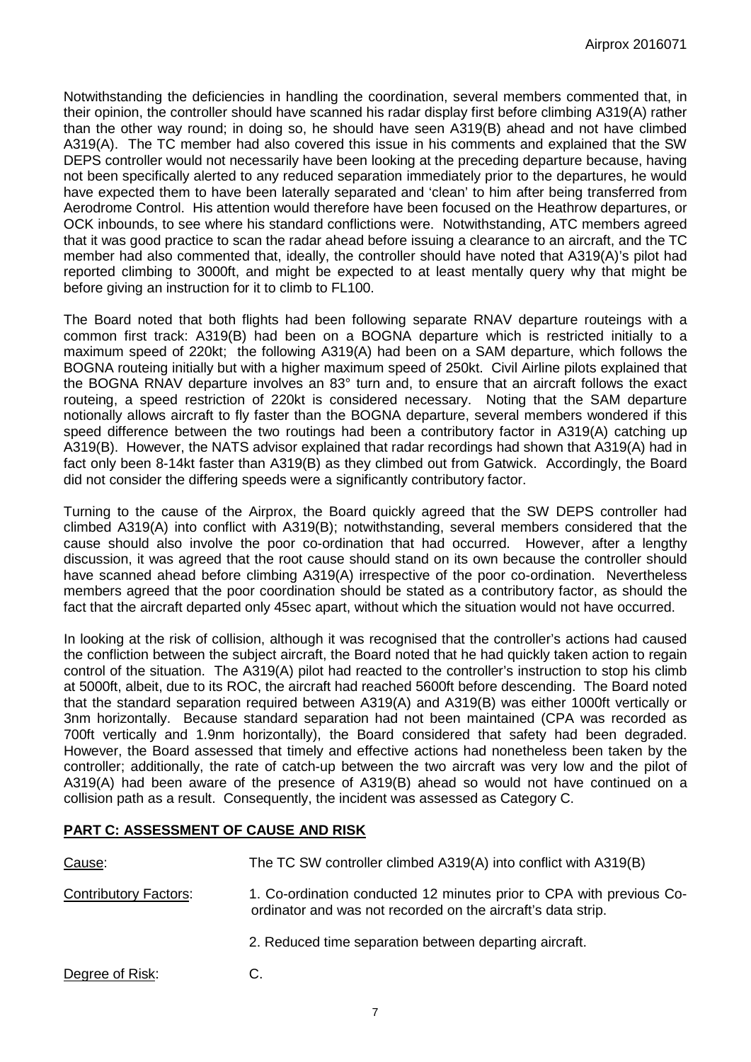Notwithstanding the deficiencies in handling the coordination, several members commented that, in their opinion, the controller should have scanned his radar display first before climbing A319(A) rather than the other way round; in doing so, he should have seen A319(B) ahead and not have climbed A319(A). The TC member had also covered this issue in his comments and explained that the SW DEPS controller would not necessarily have been looking at the preceding departure because, having not been specifically alerted to any reduced separation immediately prior to the departures, he would have expected them to have been laterally separated and 'clean' to him after being transferred from Aerodrome Control. His attention would therefore have been focused on the Heathrow departures, or OCK inbounds, to see where his standard conflictions were. Notwithstanding, ATC members agreed that it was good practice to scan the radar ahead before issuing a clearance to an aircraft, and the TC member had also commented that, ideally, the controller should have noted that A319(A)'s pilot had reported climbing to 3000ft, and might be expected to at least mentally query why that might be before giving an instruction for it to climb to FL100.

The Board noted that both flights had been following separate RNAV departure routeings with a common first track: A319(B) had been on a BOGNA departure which is restricted initially to a maximum speed of 220kt; the following A319(A) had been on a SAM departure, which follows the BOGNA routeing initially but with a higher maximum speed of 250kt. Civil Airline pilots explained that the BOGNA RNAV departure involves an 83° turn and, to ensure that an aircraft follows the exact routeing, a speed restriction of 220kt is considered necessary. Noting that the SAM departure notionally allows aircraft to fly faster than the BOGNA departure, several members wondered if this speed difference between the two routings had been a contributory factor in A319(A) catching up A319(B). However, the NATS advisor explained that radar recordings had shown that A319(A) had in fact only been 8-14kt faster than A319(B) as they climbed out from Gatwick. Accordingly, the Board did not consider the differing speeds were a significantly contributory factor.

Turning to the cause of the Airprox, the Board quickly agreed that the SW DEPS controller had climbed A319(A) into conflict with A319(B); notwithstanding, several members considered that the cause should also involve the poor co-ordination that had occurred. However, after a lengthy discussion, it was agreed that the root cause should stand on its own because the controller should have scanned ahead before climbing A319(A) irrespective of the poor co-ordination. Nevertheless members agreed that the poor coordination should be stated as a contributory factor, as should the fact that the aircraft departed only 45sec apart, without which the situation would not have occurred.

In looking at the risk of collision, although it was recognised that the controller's actions had caused the confliction between the subject aircraft, the Board noted that he had quickly taken action to regain control of the situation. The A319(A) pilot had reacted to the controller's instruction to stop his climb at 5000ft, albeit, due to its ROC, the aircraft had reached 5600ft before descending. The Board noted that the standard separation required between A319(A) and A319(B) was either 1000ft vertically or 3nm horizontally. Because standard separation had not been maintained (CPA was recorded as 700ft vertically and 1.9nm horizontally), the Board considered that safety had been degraded. However, the Board assessed that timely and effective actions had nonetheless been taken by the controller; additionally, the rate of catch-up between the two aircraft was very low and the pilot of A319(A) had been aware of the presence of A319(B) ahead so would not have continued on a collision path as a result. Consequently, the incident was assessed as Category C.

## PART C: ASSESSMENT OF CAUSE AND RISK

| | |
|---|---|
| Cause: | The TC SW controller climbed A319(A) into conflict with A319(B) |
| Contributory Factors: | 1. Co-ordination conducted 12 minutes prior to CPA with previous Co-ordinator and was not recorded on the aircraft's data strip. |
| | 2. Reduced time separation between departing aircraft. |
| Degree of Risk: | C. |